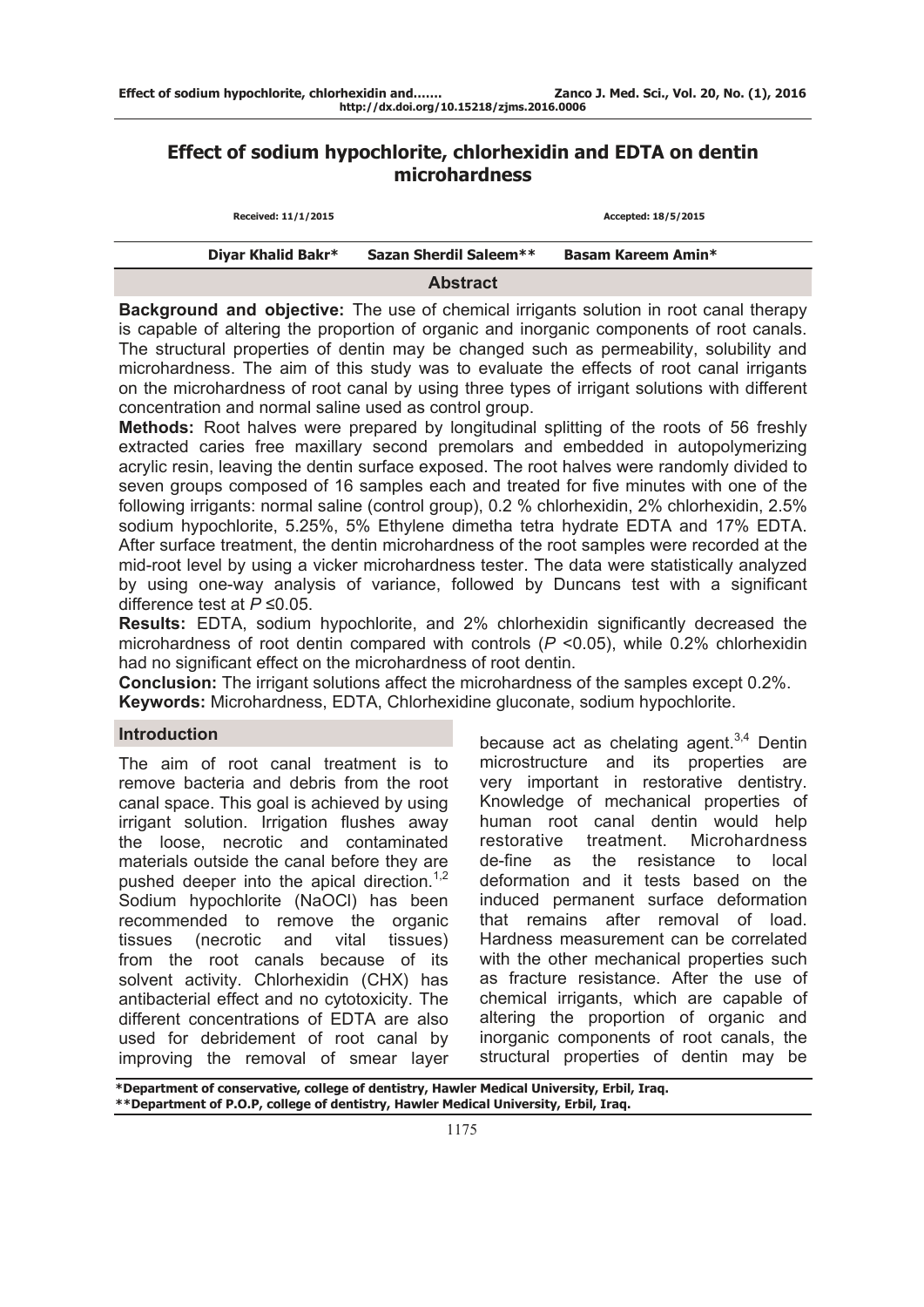# Effect of sodium hypochlorite, chlorhexidin and EDTA on dentin microhardness

Received: 11/1/2015 Accepted: 18/5/2015

**Diyar Khalid Bakr*** **Sazan Sherdil Saleem**** **Basam Kareem Amin***

## Abstract

**Background and objective:** The use of chemical irrigants solution in root canal therapy is capable of altering the proportion of organic and inorganic components of root canals. The structural properties of dentin may be changed such as permeability, solubility and microhardness. The aim of this study was to evaluate the effects of root canal irrigants on the microhardness of root canal by using three types of irrigant solutions with different concentration and normal saline used as control group.

**Methods:** Root halves were prepared by longitudinal splitting of the roots of 56 freshly extracted caries free maxillary second premolars and embedded in autopolymerizing acrylic resin, leaving the dentin surface exposed. The root halves were randomly divided to seven groups composed of 16 samples each and treated for five minutes with one of the following irrigants: normal saline (control group), 0.2 % chlorhexidin, 2% chlorhexidin, 2.5% sodium hypochlorite, 5.25%, 5% Ethylene dimetha tetra hydrate EDTA and 17% EDTA. After surface treatment, the dentin microhardness of the root samples were recorded at the mid-root level by using a vicker microhardness tester. The data were statistically analyzed by using one-way analysis of variance, followed by Duncans test with a significant difference test at $P \leq 0.05$.

**Results:** EDTA, sodium hypochlorite, and 2% chlorhexidin significantly decreased the microhardness of root dentin compared with controls ($P < 0.05$), while 0.2% chlorhexidin had no significant effect on the microhardness of root dentin.

**Conclusion:** The irrigant solutions affect the microhardness of the samples except 0.2%.

**Keywords:** Microhardness, EDTA, Chlorhexidine gluconate, sodium hypochlorite.

## Introduction

The aim of root canal treatment is to remove bacteria and debris from the root canal space. This goal is achieved by using irrigant solution. Irrigation flushes away the loose, necrotic and contaminated materials outside the canal before they are pushed deeper into the apical direction.[1,2] Sodium hypochlorite (NaOCl) has been recommended to remove the organic tissues (necrotic and vital tissues) from the root canals because of its solvent activity. Chlorhexidin (CHX) has antibacterial effect and no cytotoxicity. The different concentrations of EDTA are also used for debridement of root canal by improving the removal of smear layer because act as chelating agent.[3,4] Dentin microstructure and its properties are very important in restorative dentistry. Knowledge of mechanical properties of human root canal dentin would help restorative treatment. Microhardness de-fine as the resistance to local deformation and it tests based on the induced permanent surface deformation that remains after removal of load. Hardness measurement can be correlated with the other mechanical properties such as fracture resistance. After the use of chemical irrigants, which are capable of altering the proportion of organic and inorganic components of root canals, the structural properties of dentin may be

*Department of conservative, college of dentistry, Hawler Medical University, Erbil, Iraq.
**Department of P.O.P, college of dentistry, Hawler Medical University, Erbil, Iraq.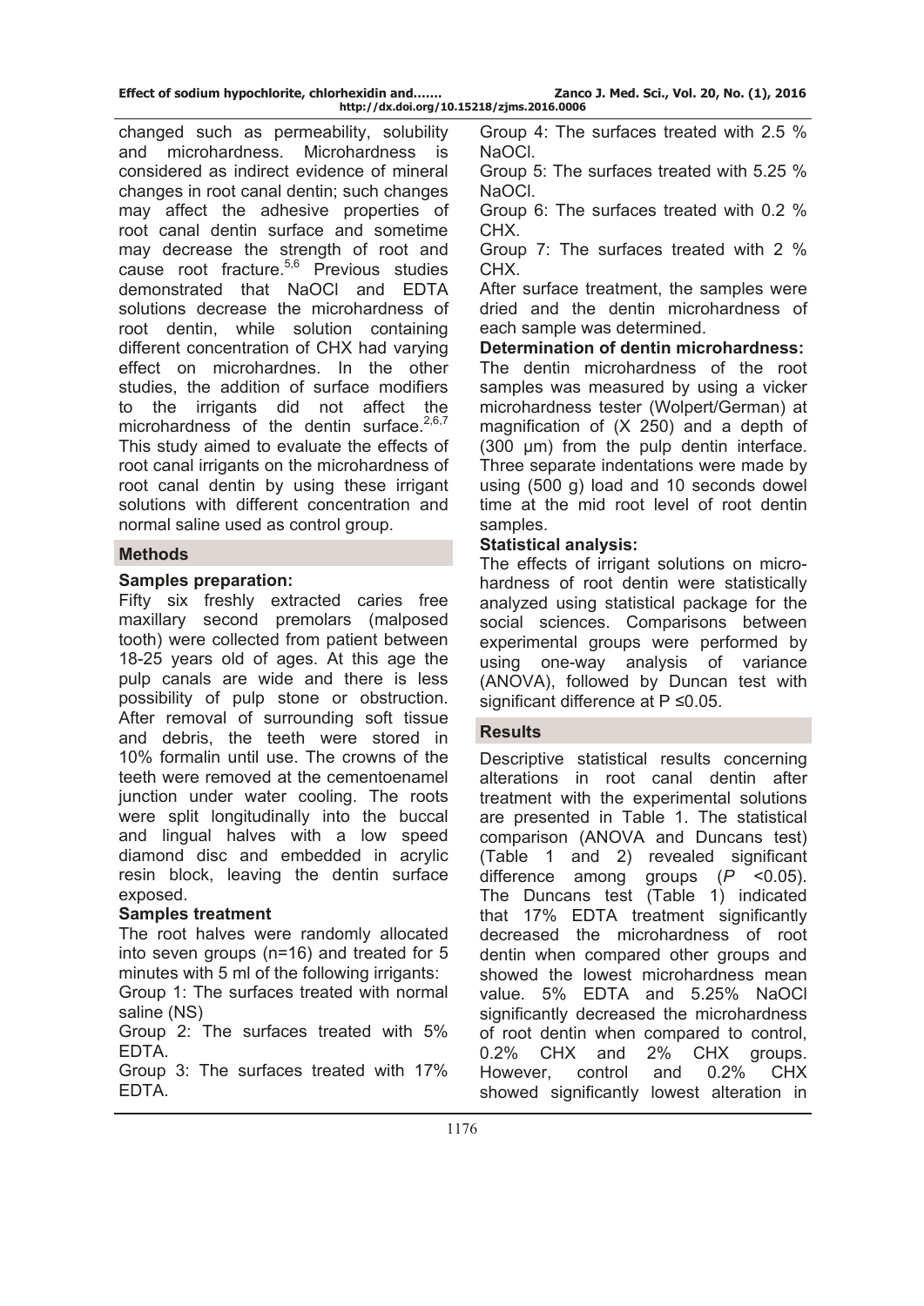changed such as permeability, solubility and microhardness. Microhardness is considered as indirect evidence of mineral changes in root canal dentin; such changes may affect the adhesive properties of root canal dentin surface and sometime may decrease the strength of root and cause root fracture.[5,6] Previous studies demonstrated that NaOCl and EDTA solutions decrease the microhardness of root dentin, while solution containing different concentration of CHX had varying effect on microhardnes. In the other studies, the addition of surface modifiers to the irrigants did not affect the microhardness of the dentin surface.[2,6,7] This study aimed to evaluate the effects of root canal irrigants on the microhardness of root canal dentin by using these irrigant solutions with different concentration and normal saline used as control group.

## Methods

### Samples preparation:

Fifty six freshly extracted caries free maxillary second premolars (malposed tooth) were collected from patient between 18-25 years old of ages. At this age the pulp canals are wide and there is less possibility of pulp stone or obstruction. After removal of surrounding soft tissue and debris, the teeth were stored in 10% formalin until use. The crowns of the teeth were removed at the cementoenamel junction under water cooling. The roots were split longitudinally into the buccal and lingual halves with a low speed diamond disc and embedded in acrylic resin block, leaving the dentin surface exposed.

### Samples treatment

The root halves were randomly allocated into seven groups (n=16) and treated for 5 minutes with 5 ml of the following irrigants:

Group 1: The surfaces treated with normal saline (NS)

Group 2: The surfaces treated with 5% EDTA.

Group 3: The surfaces treated with 17% EDTA.

Group 4: The surfaces treated with 2.5 % NaOCl.

Group 5: The surfaces treated with 5.25 % NaOCl.

Group 6: The surfaces treated with 0.2 % CHX.

Group 7: The surfaces treated with 2 % CHX.

After surface treatment, the samples were dried and the dentin microhardness of each sample was determined.

### Determination of dentin microhardness:

The dentin microhardness of the root samples was measured by using a vicker microhardness tester (Wolpert/German) at magnification of (X 250) and a depth of (300 μm) from the pulp dentin interface. Three separate indentations were made by using (500 g) load and 10 seconds dowel time at the mid root level of root dentin samples.

### Statistical analysis:

The effects of irrigant solutions on micro-hardness of root dentin were statistically analyzed using statistical package for the social sciences. Comparisons between experimental groups were performed by using one-way analysis of variance (ANOVA), followed by Duncan test with significant difference at $P \leq 0.05$.

## Results

Descriptive statistical results concerning alterations in root canal dentin after treatment with the experimental solutions are presented in Table 1. The statistical comparison (ANOVA and Duncans test) (Table 1 and 2) revealed significant difference among groups ($P$ <0.05). The Duncans test (Table 1) indicated that 17% EDTA treatment significantly decreased the microhardness of root dentin when compared other groups and showed the lowest microhardness mean value. 5% EDTA and 5.25% NaOCl significantly decreased the microhardness of root dentin when compared to control, 0.2% CHX and 2% CHX groups. However, control and 0.2% CHX showed significantly lowest alteration in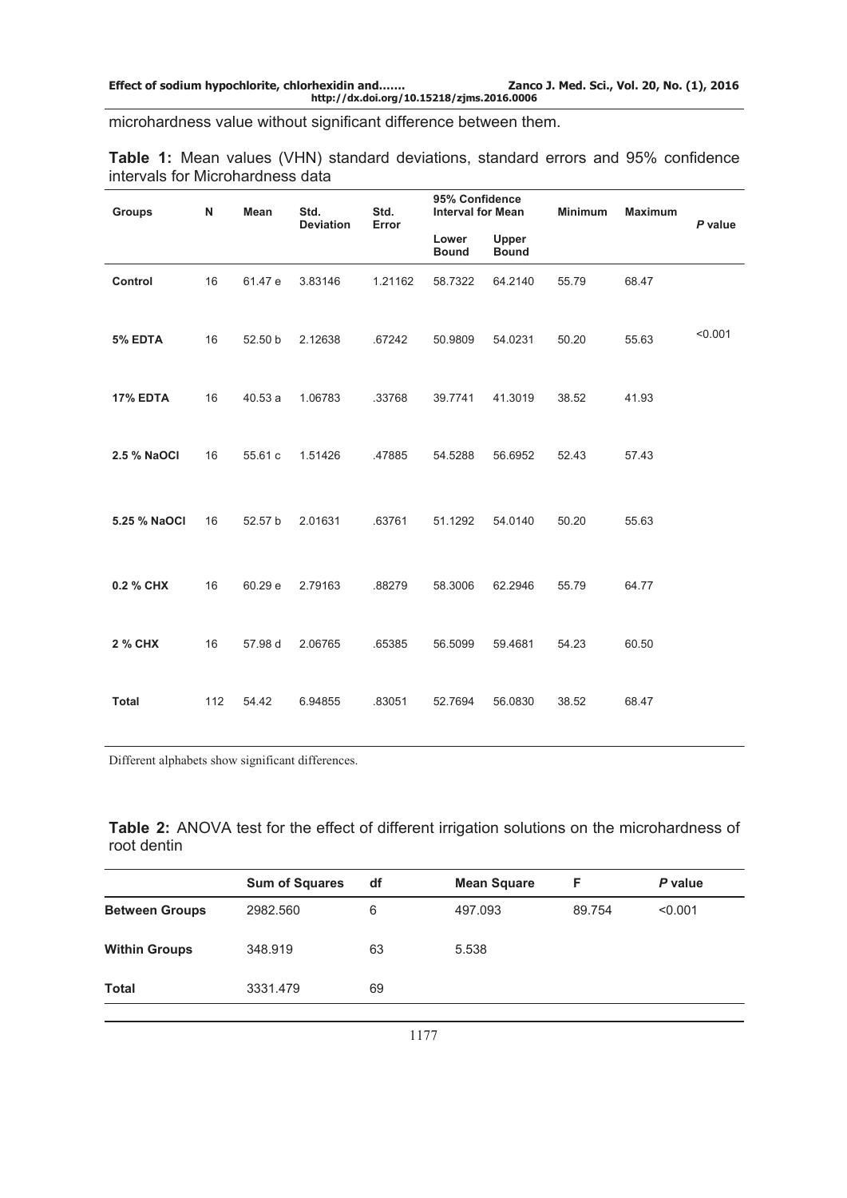microhardness value without significant difference between them.

**Table 1:** Mean values (VHN) standard deviations, standard errors and 95% confidence intervals for Microhardness data

| Groups | N | Mean | Std. Deviation | Std. Error | 95% Confidence Interval for Mean | | Minimum | Maximum | *P* value |
|---|---|---|---|---|---|---|---|---|---|
| | | | | | Lower Bound | Upper Bound | | | |
| **Control** | 16 | 61.47 e | 3.83146 | 1.21162 | 58.7322 | 64.2140 | 55.79 | 68.47 | |
| **5% EDTA** | 16 | 52.50 b | 2.12638 | .67242 | 50.9809 | 54.0231 | 50.20 | 55.63 | <0.001 |
| **17% EDTA** | 16 | 40.53 a | 1.06783 | .33768 | 39.7741 | 41.3019 | 38.52 | 41.93 | |
| **2.5 % NaOCl** | 16 | 55.61 c | 1.51426 | .47885 | 54.5288 | 56.6952 | 52.43 | 57.43 | |
| **5.25 % NaOCl** | 16 | 52.57 b | 2.01631 | .63761 | 51.1292 | 54.0140 | 50.20 | 55.63 | |
| **0.2 % CHX** | 16 | 60.29 e | 2.79163 | .88279 | 58.3006 | 62.2946 | 55.79 | 64.77 | |
| **2 % CHX** | 16 | 57.98 d | 2.06765 | .65385 | 56.5099 | 59.4681 | 54.23 | 60.50 | |
| **Total** | 112 | 54.42 | 6.94855 | .83051 | 52.7694 | 56.0830 | 38.52 | 68.47 | |

Different alphabets show significant differences.

**Table 2:** ANOVA test for the effect of different irrigation solutions on the microhardness of root dentin

| | Sum of Squares | df | Mean Square | F | *P* value |
|---|---|---|---|---|---|
| **Between Groups** | 2982.560 | 6 | 497.093 | 89.754 | <0.001 |
| **Within Groups** | 348.919 | 63 | 5.538 | | |
| **Total** | 3331.479 | 69 | | | |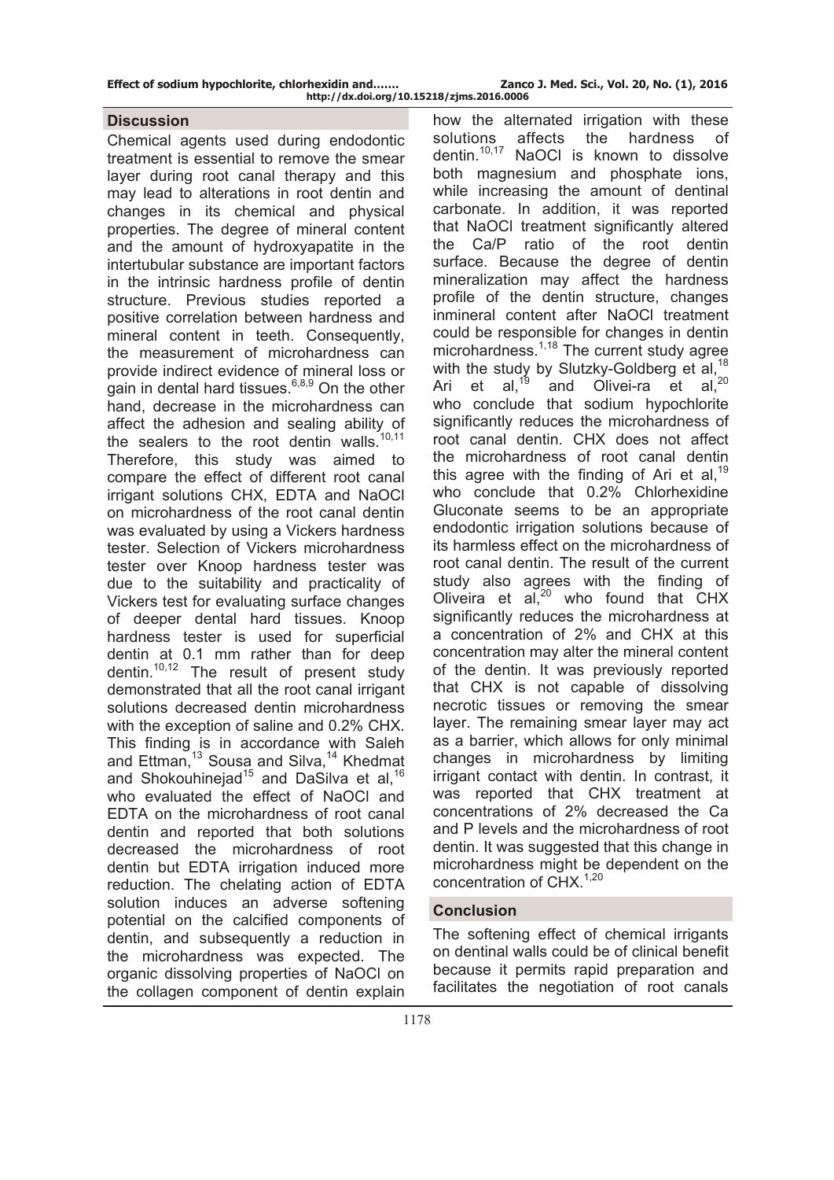## Discussion

Chemical agents used during endodontic treatment is essential to remove the smear layer during root canal therapy and this may lead to alterations in root dentin and changes in its chemical and physical properties. The degree of mineral content and the amount of hydroxyapatite in the intertubular substance are important factors in the intrinsic hardness profile of dentin structure. Previous studies reported a positive correlation between hardness and mineral content in teeth. Consequently, the measurement of microhardness can provide indirect evidence of mineral loss or gain in dental hard tissues.[6,8,9] On the other hand, decrease in the microhardness can affect the adhesion and sealing ability of the sealers to the root dentin walls.[10,11] Therefore, this study was aimed to compare the effect of different root canal irrigant solutions CHX, EDTA and NaOCl on microhardness of the root canal dentin was evaluated by using a Vickers hardness tester. Selection of Vickers microhardness tester over Knoop hardness tester was due to the suitability and practicality of Vickers test for evaluating surface changes of deeper dental hard tissues. Knoop hardness tester is used for superficial dentin at 0.1 mm rather than for deep dentin.[10,12] The result of present study demonstrated that all the root canal irrigant solutions decreased dentin microhardness with the exception of saline and 0.2% CHX. This finding is in accordance with Saleh and Ettman,[13] Sousa and Silva,[14] Khedmat and Shokouhinejad[15] and DaSilva et al,[16] who evaluated the effect of NaOCl and EDTA on the microhardness of root canal dentin and reported that both solutions decreased the microhardness of root dentin but EDTA irrigation induced more reduction. The chelating action of EDTA solution induces an adverse softening potential on the calcified components of dentin, and subsequently a reduction in the microhardness was expected. The organic dissolving properties of NaOCl on the collagen component of dentin explain how the alternated irrigation with these solutions affects the hardness of dentin.[10,17] NaOCl is known to dissolve both magnesium and phosphate ions, while increasing the amount of dentinal carbonate. In addition, it was reported that NaOCl treatment significantly altered the Ca/P ratio of the root dentin surface. Because the degree of dentin mineralization may affect the hardness profile of the dentin structure, changes inmineral content after NaOCl treatment could be responsible for changes in dentin microhardness.[1,18] The current study agree with the study by Slutzky-Goldberg et al,[18] Ari et al,[19] and Olivei-ra et al,[20] who conclude that sodium hypochlorite significantly reduces the microhardness of root canal dentin. CHX does not affect the microhardness of root canal dentin this agree with the finding of Ari et al,[19] who conclude that 0.2% Chlorhexidine Gluconate seems to be an appropriate endodontic irrigation solutions because of its harmless effect on the microhardness of root canal dentin. The result of the current study also agrees with the finding of Oliveira et al,[20] who found that CHX significantly reduces the microhardness at a concentration of 2% and CHX at this concentration may alter the mineral content of the dentin. It was previously reported that CHX is not capable of dissolving necrotic tissues or removing the smear layer. The remaining smear layer may act as a barrier, which allows for only minimal changes in microhardness by limiting irrigant contact with dentin. In contrast, it was reported that CHX treatment at concentrations of 2% decreased the Ca and P levels and the microhardness of root dentin. It was suggested that this change in microhardness might be dependent on the concentration of CHX.[1,20]

## Conclusion

The softening effect of chemical irrigants on dentinal walls could be of clinical benefit because it permits rapid preparation and facilitates the negotiation of root canals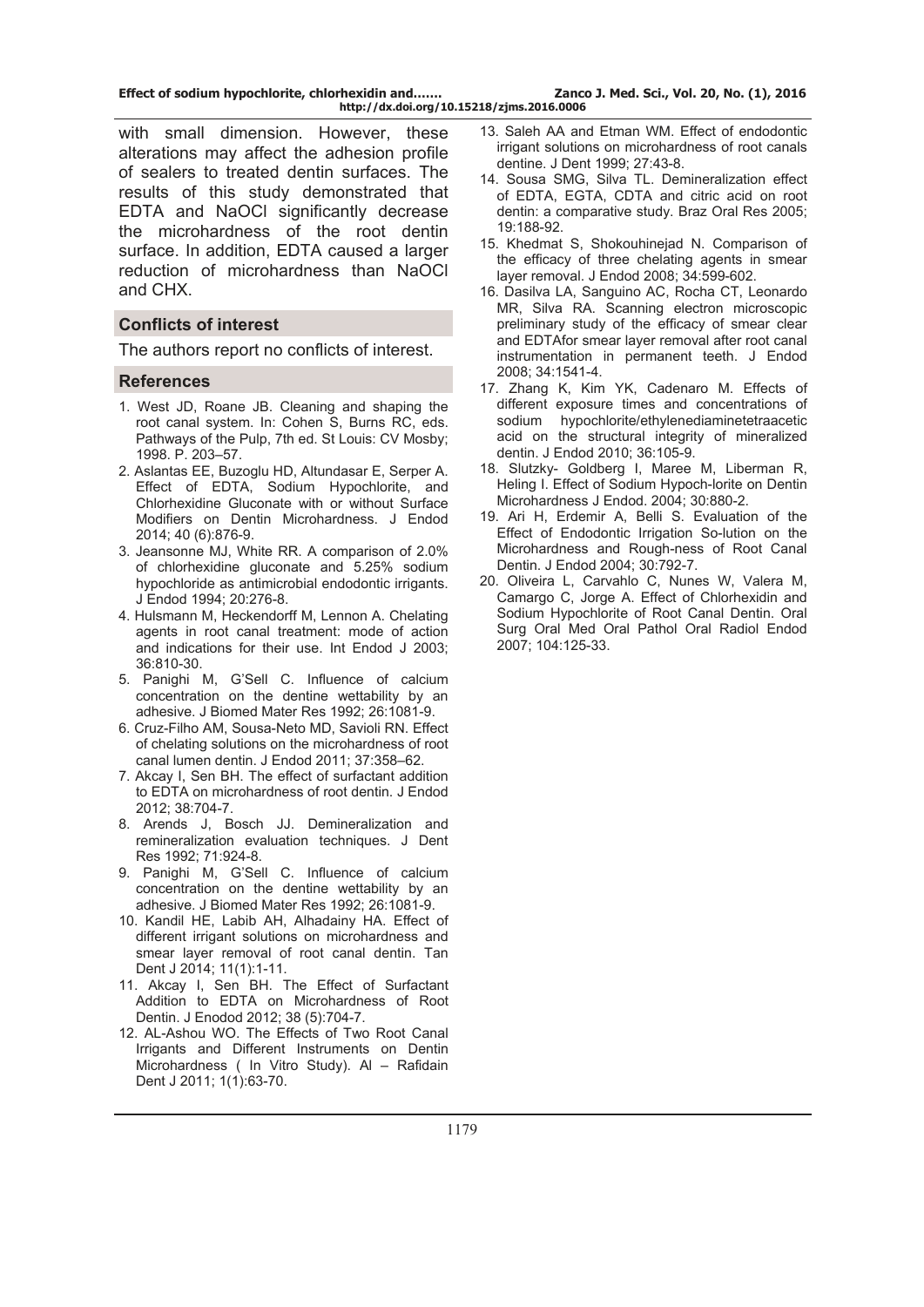with small dimension. However, these alterations may affect the adhesion profile of sealers to treated dentin surfaces. The results of this study demonstrated that EDTA and NaOCl significantly decrease the microhardness of the root dentin surface. In addition, EDTA caused a larger reduction of microhardness than NaOCl and CHX.

## Conflicts of interest

The authors report no conflicts of interest.

## References

1. West JD, Roane JB. Cleaning and shaping the root canal system. In: Cohen S, Burns RC, eds. Pathways of the Pulp, 7th ed. St Louis: CV Mosby; 1998. P. 203–57.
2. Aslantas EE, Buzoglu HD, Altundasar E, Serper A. Effect of EDTA, Sodium Hypochlorite, and Chlorhexidine Gluconate with or without Surface Modifiers on Dentin Microhardness. J Endod 2014; 40 (6):876-9.
3. Jeansonne MJ, White RR. A comparison of 2.0% of chlorhexidine gluconate and 5.25% sodium hypochloride as antimicrobial endodontic irrigants. J Endod 1994; 20:276-8.
4. Hulsmann M, Heckendorff M, Lennon A. Chelating agents in root canal treatment: mode of action and indications for their use. Int Endod J 2003; 36:810-30.
5. Panighi M, G'Sell C. Influence of calcium concentration on the dentine wettability by an adhesive. J Biomed Mater Res 1992; 26:1081-9.
6. Cruz-Filho AM, Sousa-Neto MD, Savioli RN. Effect of chelating solutions on the microhardness of root canal lumen dentin. J Endod 2011; 37:358–62.
7. Akcay I, Sen BH. The effect of surfactant addition to EDTA on microhardness of root dentin. J Endod 2012; 38:704-7.
8. Arends J, Bosch JJ. Demineralization and remineralization evaluation techniques. J Dent Res 1992; 71:924-8.
9. Panighi M, G'Sell C. Influence of calcium concentration on the dentine wettability by an adhesive. J Biomed Mater Res 1992; 26:1081-9.
10. Kandil HE, Labib AH, Alhadainy HA. Effect of different irrigant solutions on microhardness and smear layer removal of root canal dentin. Tan Dent J 2014; 11(1):1-11.
11. Akcay I, Sen BH. The Effect of Surfactant Addition to EDTA on Microhardness of Root Dentin. J Enodod 2012; 38 (5):704-7.
12. AL-Ashou WO. The Effects of Two Root Canal Irrigants and Different Instruments on Dentin Microhardness ( In Vitro Study). Al – Rafidain Dent J 2011; 1(1):63-70.
13. Saleh AA and Etman WM. Effect of endodontic irrigant solutions on microhardness of root canals dentine. J Dent 1999; 27:43-8.
14. Sousa SMG, Silva TL. Demineralization effect of EDTA, EGTA, CDTA and citric acid on root dentin: a comparative study. Braz Oral Res 2005; 19:188-92.
15. Khedmat S, Shokouhinejad N. Comparison of the efficacy of three chelating agents in smear layer removal. J Endod 2008; 34:599-602.
16. Dasilva LA, Sanguino AC, Rocha CT, Leonardo MR, Silva RA. Scanning electron microscopic preliminary study of the efficacy of smear clear and EDTAfor smear layer removal after root canal instrumentation in permanent teeth. J Endod 2008; 34:1541-4.
17. Zhang K, Kim YK, Cadenaro M. Effects of different exposure times and concentrations of sodium hypochlorite/ethylenediaminetetraacetic acid on the structural integrity of mineralized dentin. J Endod 2010; 36:105-9.
18. Slutzky- Goldberg I, Maree M, Liberman R, Heling I. Effect of Sodium Hypoch-lorite on Dentin Microhardness J Endod. 2004; 30:880-2.
19. Ari H, Erdemir A, Belli S. Evaluation of the Effect of Endodontic Irrigation So-lution on the Microhardness and Rough-ness of Root Canal Dentin. J Endod 2004; 30:792-7.
20. Oliveira L, Carvahlo C, Nunes W, Valera M, Camargo C, Jorge A. Effect of Chlorhexidin and Sodium Hypochlorite of Root Canal Dentin. Oral Surg Oral Med Oral Pathol Oral Radiol Endod 2007; 104:125-33.